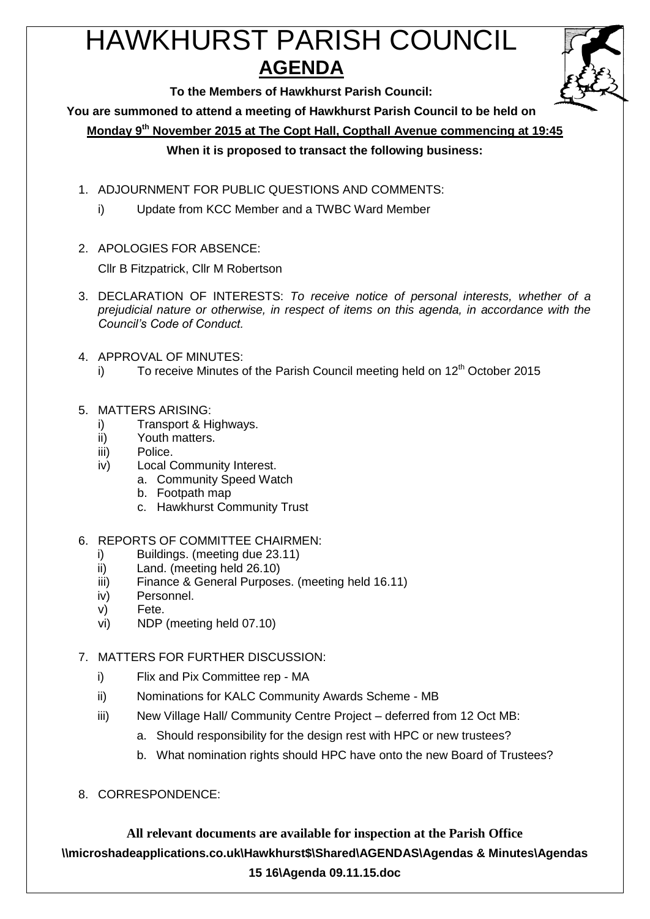# HAWKHURST PARISH COUNCIL

## AGENDA

**To the Members of Hawkhurst Parish Council:**

**You are summoned to attend a meeting of Hawkhurst Parish Council to be held on**

**Monday 9th November 2015 at The Copt Hall, Copthall Avenue commencing at 19:45**

**When it is proposed to transact the following business:**

1. ADJOURNMENT FOR PUBLIC QUESTIONS AND COMMENTS:
   i) Update from KCC Member and a TWBC Ward Member

2. APOLOGIES FOR ABSENCE:

   Cllr B Fitzpatrick, Cllr M Robertson

3. DECLARATION OF INTERESTS: *To receive notice of personal interests, whether of a prejudicial nature or otherwise, in respect of items on this agenda, in accordance with the Council's Code of Conduct.*

4. APPROVAL OF MINUTES:
   i) To receive Minutes of the Parish Council meeting held on 12th October 2015

5. MATTERS ARISING:
   i) Transport & Highways.
   ii) Youth matters.
   iii) Police.
   iv) Local Community Interest.
      a. Community Speed Watch
      b. Footpath map
      c. Hawkhurst Community Trust

6. REPORTS OF COMMITTEE CHAIRMEN:
   i) Buildings. (meeting due 23.11)
   ii) Land. (meeting held 26.10)
   iii) Finance & General Purposes. (meeting held 16.11)
   iv) Personnel.
   v) Fete.
   vi) NDP (meeting held 07.10)

7. MATTERS FOR FURTHER DISCUSSION:
   i) Flix and Pix Committee rep - MA
   ii) Nominations for KALC Community Awards Scheme - MB
   iii) New Village Hall/ Community Centre Project – deferred from 12 Oct MB:
      a. Should responsibility for the design rest with HPC or new trustees?
      b. What nomination rights should HPC have onto the new Board of Trustees?

8. CORRESPONDENCE:

**All relevant documents are available for inspection at the Parish Office**

**\\microshadeapplications.co.uk\Hawkhurst$\Shared\AGENDAS\Agendas & Minutes\Agendas 15 16\Agenda 09.11.15.doc**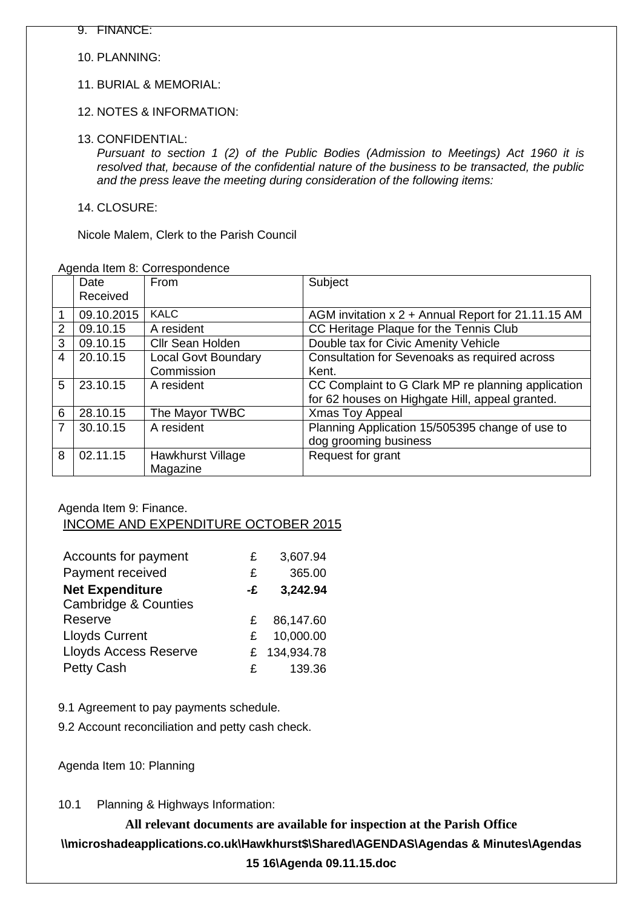9. FINANCE:

10. PLANNING:

11. BURIAL & MEMORIAL:

12. NOTES & INFORMATION:

13. CONFIDENTIAL:
*Pursuant to section 1 (2) of the Public Bodies (Admission to Meetings) Act 1960 it is resolved that, because of the confidential nature of the business to be transacted, the public and the press leave the meeting during consideration of the following items:*

14. CLOSURE:

Nicole Malem, Clerk to the Parish Council

Agenda Item 8: Correspondence

| | Date Received | From | Subject |
|---|---|---|---|
| 1 | 09.10.2015 | KALC | AGM invitation x 2 + Annual Report for 21.11.15 AM |
| 2 | 09.10.15 | A resident | CC Heritage Plaque for the Tennis Club |
| 3 | 09.10.15 | Cllr Sean Holden | Double tax for Civic Amenity Vehicle |
| 4 | 20.10.15 | Local Govt Boundary Commission | Consultation for Sevenoaks as required across Kent. |
| 5 | 23.10.15 | A resident | CC Complaint to G Clark MP re planning application for 62 houses on Highgate Hill, appeal granted. |
| 6 | 28.10.15 | The Mayor TWBC | Xmas Toy Appeal |
| 7 | 30.10.15 | A resident | Planning Application 15/505395 change of use to dog grooming business |
| 8 | 02.11.15 | Hawkhurst Village Magazine | Request for grant |

Agenda Item 9: Finance.

INCOME AND EXPENDITURE OCTOBER 2015

| | | |
|---|---|---|
| Accounts for payment | £ | 3,607.94 |
| Payment received | £ | 365.00 |
| **Net Expenditure** | **-£** | **3,242.94** |
| Cambridge & Counties Reserve | £ | 86,147.60 |
| Lloyds Current | £ | 10,000.00 |
| Lloyds Access Reserve | £ | 134,934.78 |
| Petty Cash | £ | 139.36 |

9.1 Agreement to pay payments schedule.

9.2 Account reconciliation and petty cash check.

Agenda Item 10: Planning

10.1 Planning & Highways Information: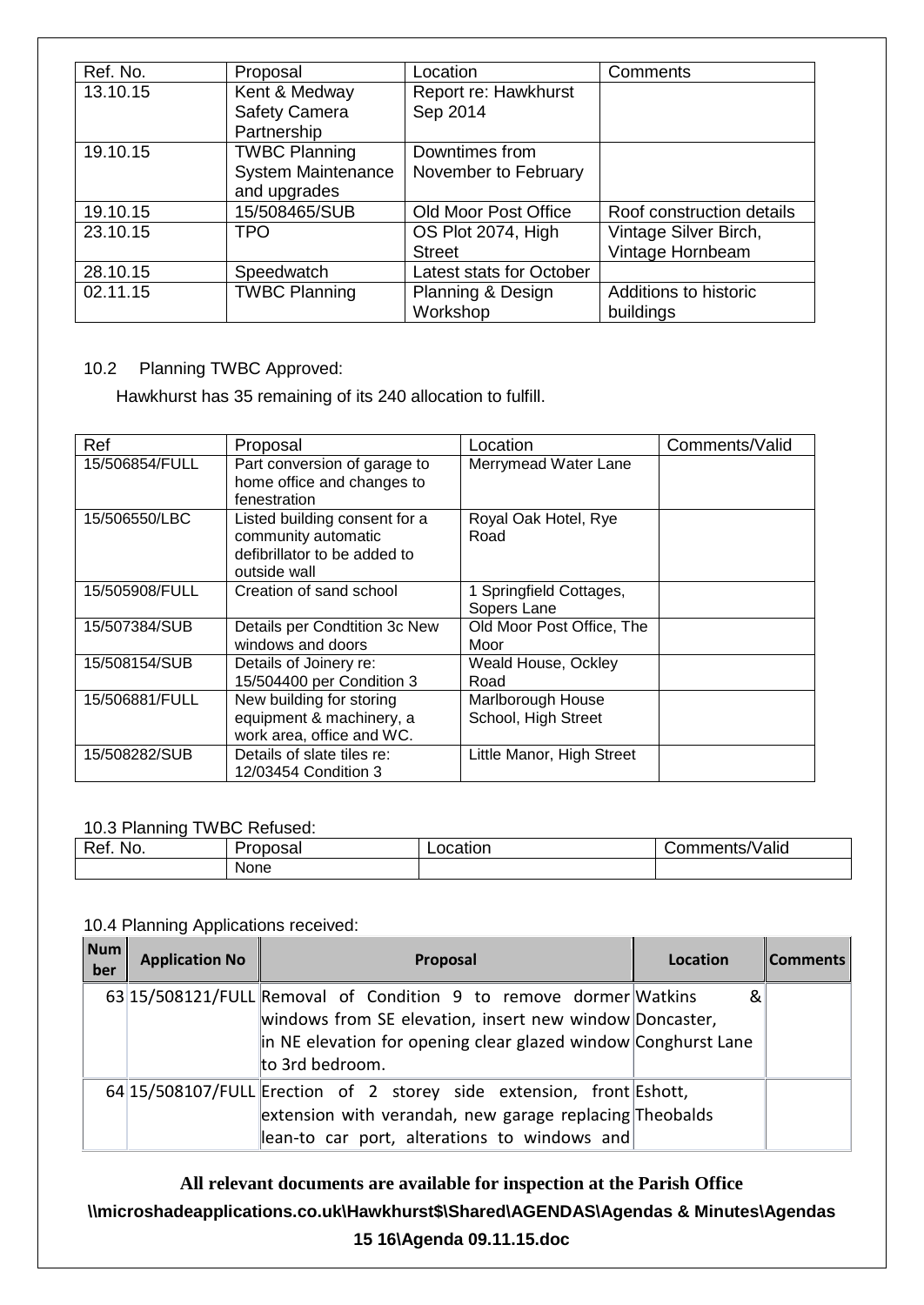| Ref. No. | Proposal | Location | Comments |
|---|---|---|---|
| 13.10.15 | Kent & Medway Safety Camera Partnership | Report re: Hawkhurst Sep 2014 | |
| 19.10.15 | TWBC Planning System Maintenance and upgrades | Downtimes from November to February | |
| 19.10.15 | 15/508465/SUB | Old Moor Post Office | Roof construction details |
| 23.10.15 | TPO | OS Plot 2074, High Street | Vintage Silver Birch, Vintage Hornbeam |
| 28.10.15 | Speedwatch | Latest stats for October | |
| 02.11.15 | TWBC Planning | Planning & Design Workshop | Additions to historic buildings |

10.2 Planning TWBC Approved:

Hawkhurst has 35 remaining of its 240 allocation to fulfill.

| Ref | Proposal | Location | Comments/Valid |
|---|---|---|---|
| 15/506854/FULL | Part conversion of garage to home office and changes to fenestration | Merrymead Water Lane | |
| 15/506550/LBC | Listed building consent for a community automatic defibrillator to be added to outside wall | Royal Oak Hotel, Rye Road | |
| 15/505908/FULL | Creation of sand school | 1 Springfield Cottages, Sopers Lane | |
| 15/507384/SUB | Details per Condtition 3c New windows and doors | Old Moor Post Office, The Moor | |
| 15/508154/SUB | Details of Joinery re: 15/504400 per Condition 3 | Weald House, Ockley Road | |
| 15/506881/FULL | New building for storing equipment & machinery, a work area, office and WC. | Marlborough House School, High Street | |
| 15/508282/SUB | Details of slate tiles re: 12/03454 Condition 3 | Little Manor, High Street | |

10.3 Planning TWBC Refused:

| Ref. No. | Proposal | Location | Comments/Valid |
|---|---|---|---|
| | None | | |

10.4 Planning Applications received:

| Number | Application No | Proposal | Location | Comments |
|---|---|---|---|---|
| 63 | 15/508121/FULL | Removal of Condition 9 to remove dormer windows from SE elevation, insert new window in NE elevation for opening clear glazed window to 3rd bedroom. | Watkins & Doncaster, Conghurst Lane | |
| 64 | 15/508107/FULL | Erection of 2 storey side extension, front extension with verandah, new garage replacing lean-to car port, alterations to windows and | Eshott, Theobalds | |

**All relevant documents are available for inspection at the Parish Office**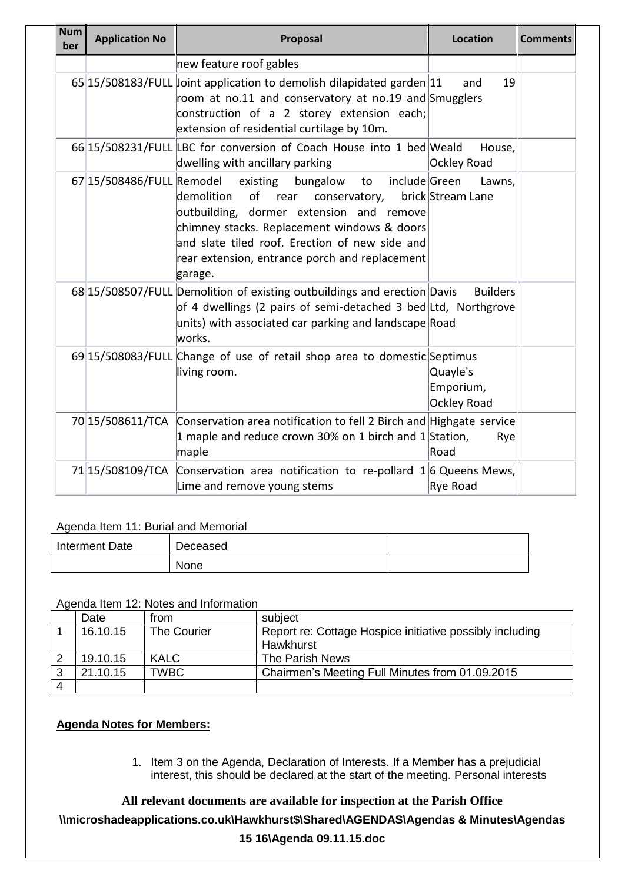| Number | Application No | Proposal | Location | Comments |
|---|---|---|---|---|
| | | new feature roof gables | | |
| 65 | 15/508183/FULL | Joint application to demolish dilapidated garden room at no.11 and conservatory at no.19 and construction of a 2 storey extension each; extension of residential curtilage by 10m. | 11 and 19 Smugglers | |
| 66 | 15/508231/FULL | LBC for conversion of Coach House into 1 bed dwelling with ancillary parking | Weald House, Ockley Road | |
| 67 | 15/508486/FULL | Remodel existing bungalow to include demolition of rear conservatory, brick outbuilding, dormer extension and remove chimney stacks. Replacement windows & doors and slate tiled roof. Erection of new side and rear extension, entrance porch and replacement garage. | Green Lawns, Stream Lane | |
| 68 | 15/508507/FULL | Demolition of existing outbuildings and erection of 4 dwellings (2 pairs of semi-detached 3 bed units) with associated car parking and landscape works. | Davis Builders Ltd, Northgrove Road | |
| 69 | 15/508083/FULL | Change of use of retail shop area to domestic living room. | Septimus Quayle's Emporium, Ockley Road | |
| 70 | 15/508611/TCA | Conservation area notification to fell 2 Birch and 1 maple and reduce crown 30% on 1 birch and 1 maple | Highgate service Station, Rye Road | |
| 71 | 15/508109/TCA | Conservation area notification to re-pollard 1 Lime and remove young stems | 6 Queens Mews, Rye Road | |

Agenda Item 11: Burial and Memorial

| Interment Date | Deceased | |
|---|---|---|
| | None | |

Agenda Item 12: Notes and Information

| | Date | from | subject |
|---|---|---|---|
| 1 | 16.10.15 | The Courier | Report re: Cottage Hospice initiative possibly including Hawkhurst |
| 2 | 19.10.15 | KALC | The Parish News |
| 3 | 21.10.15 | TWBC | Chairmen's Meeting Full Minutes from 01.09.2015 |
| 4 | | | |

**Agenda Notes for Members:**

1. Item 3 on the Agenda, Declaration of Interests. If a Member has a prejudicial interest, this should be declared at the start of the meeting. Personal interests

**All relevant documents are available for inspection at the Parish Office**

**\\microshadeapplications.co.uk\Hawkhurst$\Shared\AGENDAS\Agendas & Minutes\Agendas 15 16\Agenda 09.11.15.doc**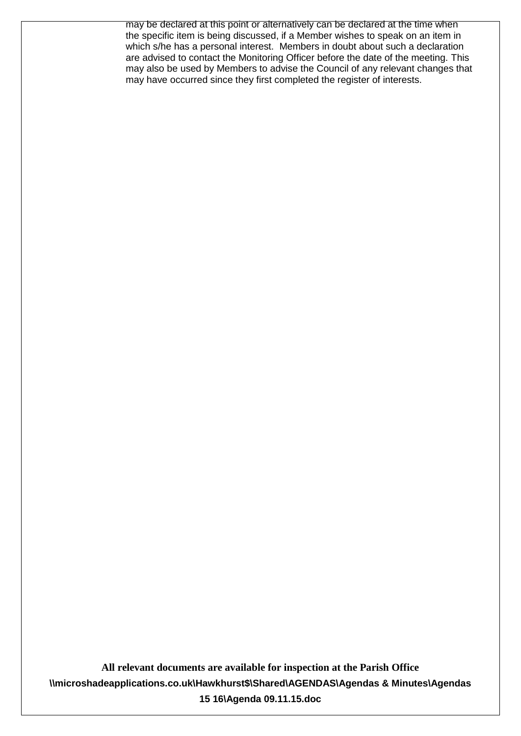may be declared at this point or alternatively can be declared at the time when the specific item is being discussed, if a Member wishes to speak on an item in which s/he has a personal interest. Members in doubt about such a declaration are advised to contact the Monitoring Officer before the date of the meeting. This may also be used by Members to advise the Council of any relevant changes that may have occurred since they first completed the register of interests.

**All relevant documents are available for inspection at the Parish Office**

**\\microshadeapplications.co.uk\Hawkhurst$\Shared\AGENDAS\Agendas & Minutes\Agendas 15 16\Agenda 09.11.15.doc**